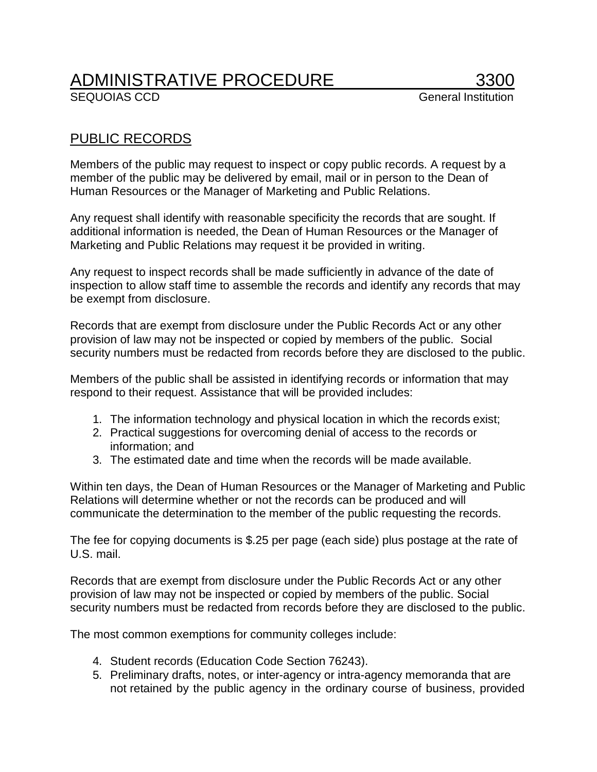# ADMINISTRATIVE PROCEDURE 3300

SEQUOIAS CCD General Institution

## PUBLIC RECORDS

Members of the public may request to inspect or copy public records. A request by a member of the public may be delivered by email, mail or in person to the Dean of Human Resources or the Manager of Marketing and Public Relations.

Any request shall identify with reasonable specificity the records that are sought. If additional information is needed, the Dean of Human Resources or the Manager of Marketing and Public Relations may request it be provided in writing.

Any request to inspect records shall be made sufficiently in advance of the date of inspection to allow staff time to assemble the records and identify any records that may be exempt from disclosure.

Records that are exempt from disclosure under the Public Records Act or any other provision of law may not be inspected or copied by members of the public. Social security numbers must be redacted from records before they are disclosed to the public.

Members of the public shall be assisted in identifying records or information that may respond to their request. Assistance that will be provided includes:

1. The information technology and physical location in which the records exist;
2. Practical suggestions for overcoming denial of access to the records or information; and
3. The estimated date and time when the records will be made available.

Within ten days, the Dean of Human Resources or the Manager of Marketing and Public Relations will determine whether or not the records can be produced and will communicate the determination to the member of the public requesting the records.

The fee for copying documents is $.25 per page (each side) plus postage at the rate of U.S. mail.

Records that are exempt from disclosure under the Public Records Act or any other provision of law may not be inspected or copied by members of the public. Social security numbers must be redacted from records before they are disclosed to the public.

The most common exemptions for community colleges include:

4. Student records (Education Code Section 76243).
5. Preliminary drafts, notes, or inter-agency or intra-agency memoranda that are not retained by the public agency in the ordinary course of business, provided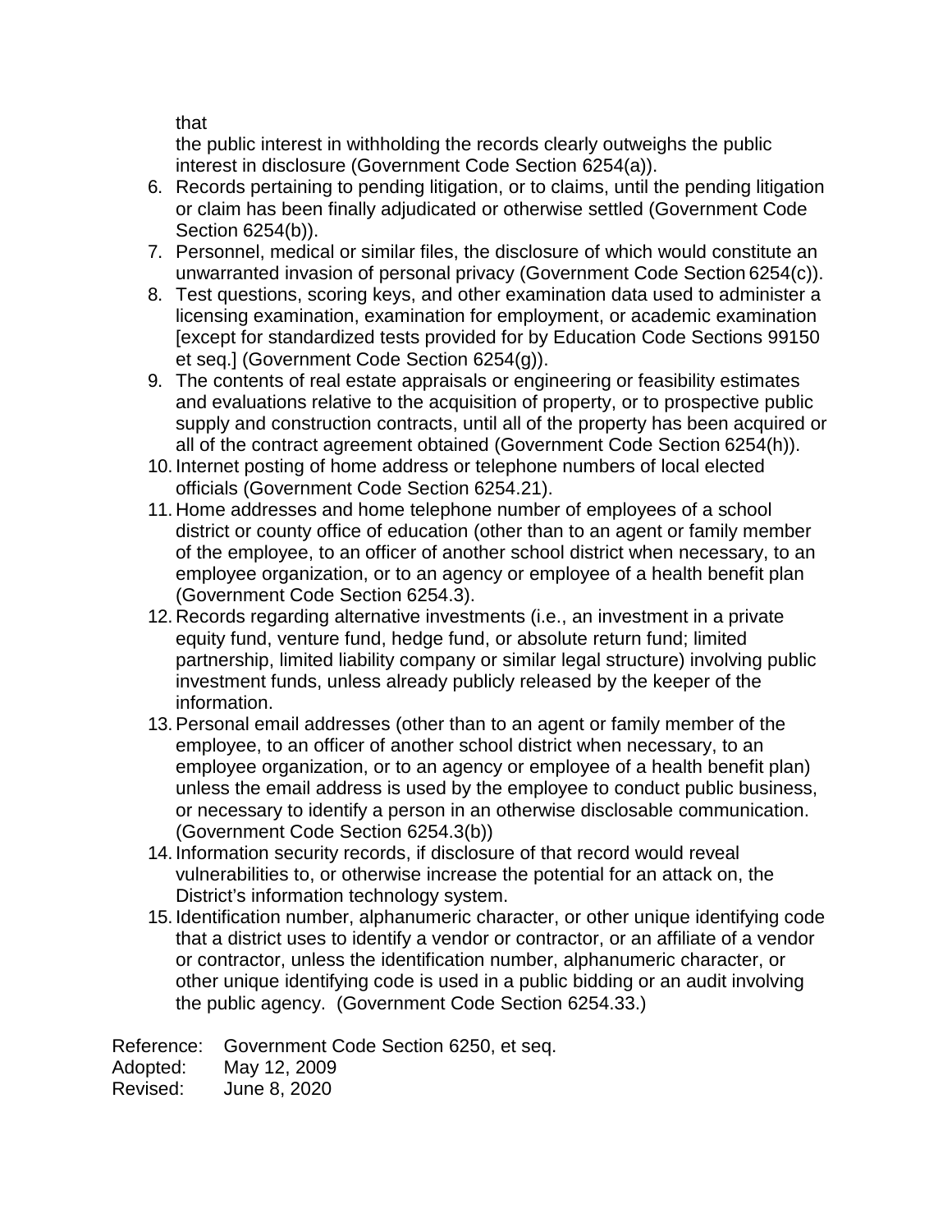that

the public interest in withholding the records clearly outweighs the public interest in disclosure (Government Code Section 6254(a)).

6. Records pertaining to pending litigation, or to claims, until the pending litigation or claim has been finally adjudicated or otherwise settled (Government Code Section 6254(b)).
7. Personnel, medical or similar files, the disclosure of which would constitute an unwarranted invasion of personal privacy (Government Code Section 6254(c)).
8. Test questions, scoring keys, and other examination data used to administer a licensing examination, examination for employment, or academic examination [except for standardized tests provided for by Education Code Sections 99150 et seq.] (Government Code Section 6254(g)).
9. The contents of real estate appraisals or engineering or feasibility estimates and evaluations relative to the acquisition of property, or to prospective public supply and construction contracts, until all of the property has been acquired or all of the contract agreement obtained (Government Code Section 6254(h)).
10. Internet posting of home address or telephone numbers of local elected officials (Government Code Section 6254.21).
11. Home addresses and home telephone number of employees of a school district or county office of education (other than to an agent or family member of the employee, to an officer of another school district when necessary, to an employee organization, or to an agency or employee of a health benefit plan (Government Code Section 6254.3).
12. Records regarding alternative investments (i.e., an investment in a private equity fund, venture fund, hedge fund, or absolute return fund; limited partnership, limited liability company or similar legal structure) involving public investment funds, unless already publicly released by the keeper of the information.
13. Personal email addresses (other than to an agent or family member of the employee, to an officer of another school district when necessary, to an employee organization, or to an agency or employee of a health benefit plan) unless the email address is used by the employee to conduct public business, or necessary to identify a person in an otherwise disclosable communication. (Government Code Section 6254.3(b))
14. Information security records, if disclosure of that record would reveal vulnerabilities to, or otherwise increase the potential for an attack on, the District's information technology system.
15. Identification number, alphanumeric character, or other unique identifying code that a district uses to identify a vendor or contractor, or an affiliate of a vendor or contractor, unless the identification number, alphanumeric character, or other unique identifying code is used in a public bidding or an audit involving the public agency. (Government Code Section 6254.33.)

Reference: Government Code Section 6250, et seq.
Adopted: May 12, 2009
Revised: June 8, 2020